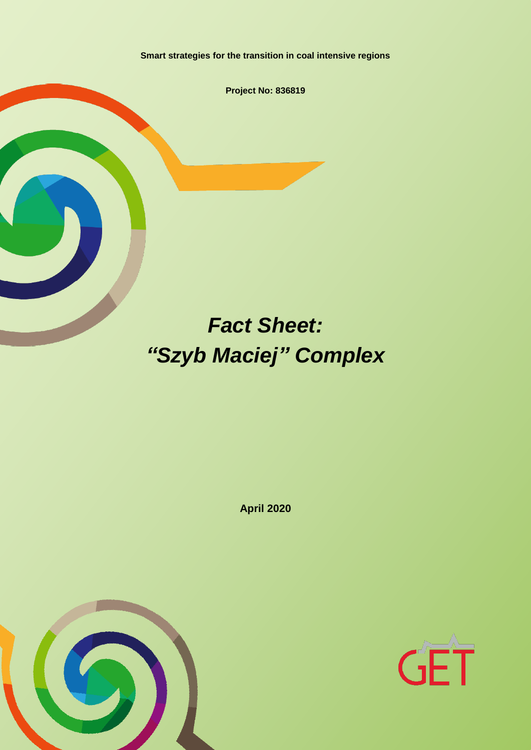**Smart strategies for the transition in coal intensive regions**

**Project No: 836819**

# *Fact Sheet: "Szyb Maciej" Complex*

**April 2020**

GET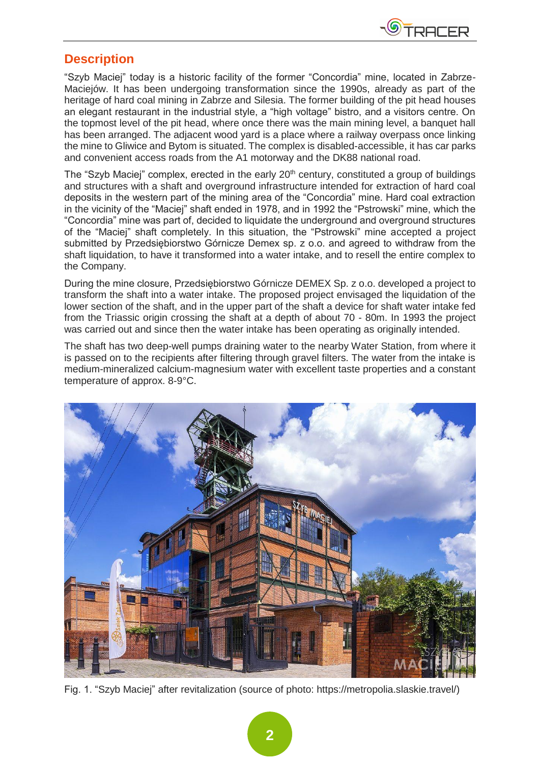## Description

"Szyb Maciej" today is a historic facility of the former "Concordia" mine, located in Zabrze-Maciejów. It has been undergoing transformation since the 1990s, already as part of the heritage of hard coal mining in Zabrze and Silesia. The former building of the pit head houses an elegant restaurant in the industrial style, a "high voltage" bistro, and a visitors centre. On the topmost level of the pit head, where once there was the main mining level, a banquet hall has been arranged. The adjacent wood yard is a place where a railway overpass once linking the mine to Gliwice and Bytom is situated. The complex is disabled-accessible, it has car parks and convenient access roads from the A1 motorway and the DK88 national road.

The "Szyb Maciej" complex, erected in the early 20th century, constituted a group of buildings and structures with a shaft and overground infrastructure intended for extraction of hard coal deposits in the western part of the mining area of the "Concordia" mine. Hard coal extraction in the vicinity of the "Maciej" shaft ended in 1978, and in 1992 the "Pstrowski" mine, which the "Concordia" mine was part of, decided to liquidate the underground and overground structures of the "Maciej" shaft completely. In this situation, the "Pstrowski" mine accepted a project submitted by Przedsiębiorstwo Górnicze Demex sp. z o.o. and agreed to withdraw from the shaft liquidation, to have it transformed into a water intake, and to resell the entire complex to the Company.

During the mine closure, Przedsiębiorstwo Górnicze DEMEX Sp. z o.o. developed a project to transform the shaft into a water intake. The proposed project envisaged the liquidation of the lower section of the shaft, and in the upper part of the shaft a device for shaft water intake fed from the Triassic origin crossing the shaft at a depth of about 70 - 80m. In 1993 the project was carried out and since then the water intake has been operating as originally intended.

The shaft has two deep-well pumps draining water to the nearby Water Station, from where it is passed on to the recipients after filtering through gravel filters. The water from the intake is medium-mineralized calcium-magnesium water with excellent taste properties and a constant temperature of approx. 8-9°C.

Fig. 1. "Szyb Maciej" after revitalization (source of photo: https://metropolia.slaskie.travel/)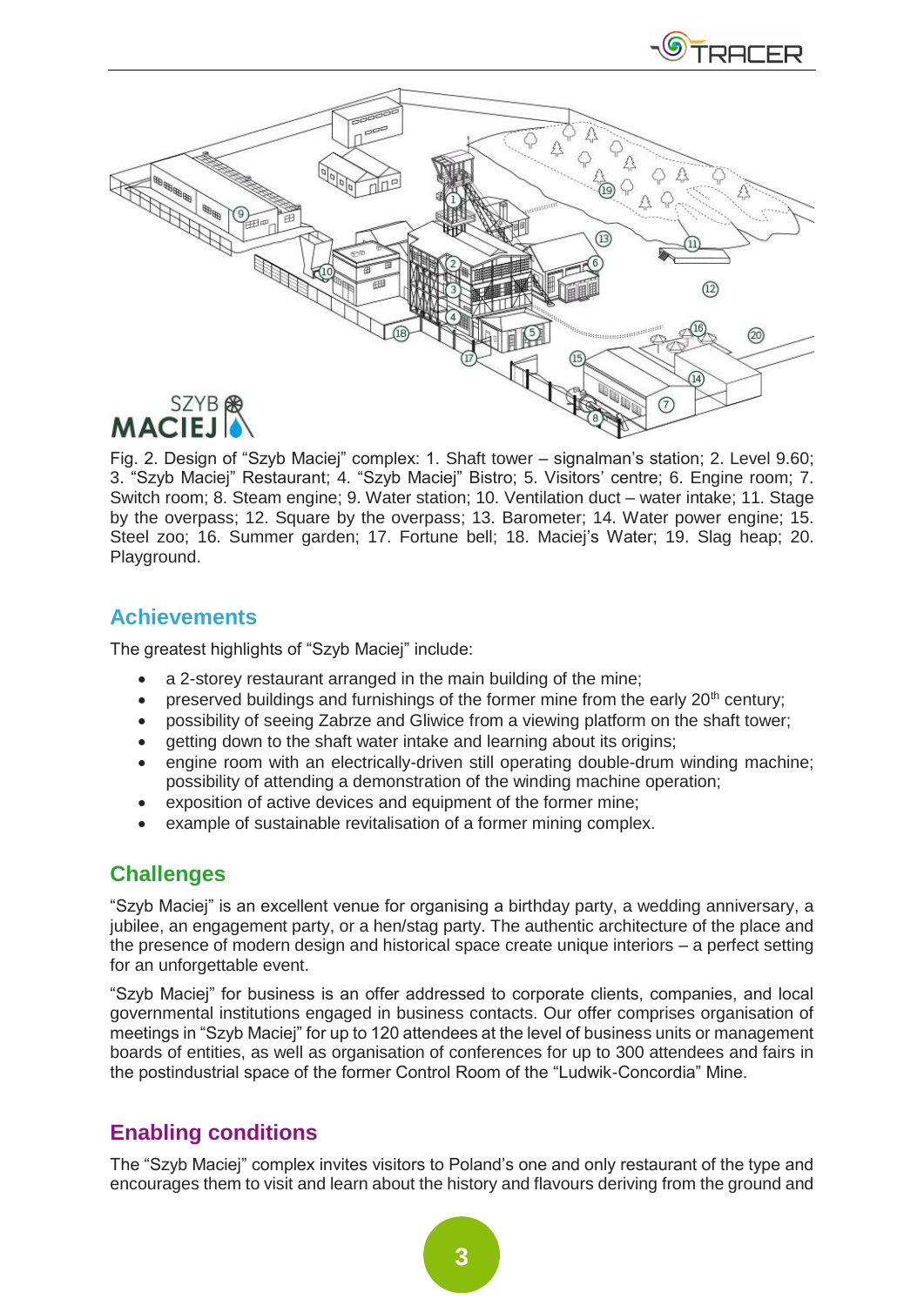Fig. 2. Design of "Szyb Maciej" complex: 1. Shaft tower – signalman's station; 2. Level 9.60; 3. "Szyb Maciej" Restaurant; 4. "Szyb Maciej" Bistro; 5. Visitors' centre; 6. Engine room; 7. Switch room; 8. Steam engine; 9. Water station; 10. Ventilation duct – water intake; 11. Stage by the overpass; 12. Square by the overpass; 13. Barometer; 14. Water power engine; 15. Steel zoo; 16. Summer garden; 17. Fortune bell; 18. Maciej's Water; 19. Slag heap; 20. Playground.

## Achievements

The greatest highlights of "Szyb Maciej" include:

- a 2-storey restaurant arranged in the main building of the mine;
- preserved buildings and furnishings of the former mine from the early 20th century;
- possibility of seeing Zabrze and Gliwice from a viewing platform on the shaft tower;
- getting down to the shaft water intake and learning about its origins;
- engine room with an electrically-driven still operating double-drum winding machine; possibility of attending a demonstration of the winding machine operation;
- exposition of active devices and equipment of the former mine;
- example of sustainable revitalisation of a former mining complex.

## Challenges

"Szyb Maciej" is an excellent venue for organising a birthday party, a wedding anniversary, a jubilee, an engagement party, or a hen/stag party. The authentic architecture of the place and the presence of modern design and historical space create unique interiors – a perfect setting for an unforgettable event.

"Szyb Maciej" for business is an offer addressed to corporate clients, companies, and local governmental institutions engaged in business contacts. Our offer comprises organisation of meetings in "Szyb Maciej" for up to 120 attendees at the level of business units or management boards of entities, as well as organisation of conferences for up to 300 attendees and fairs in the postindustrial space of the former Control Room of the "Ludwik-Concordia" Mine.

## Enabling conditions

The "Szyb Maciej" complex invites visitors to Poland's one and only restaurant of the type and encourages them to visit and learn about the history and flavours deriving from the ground and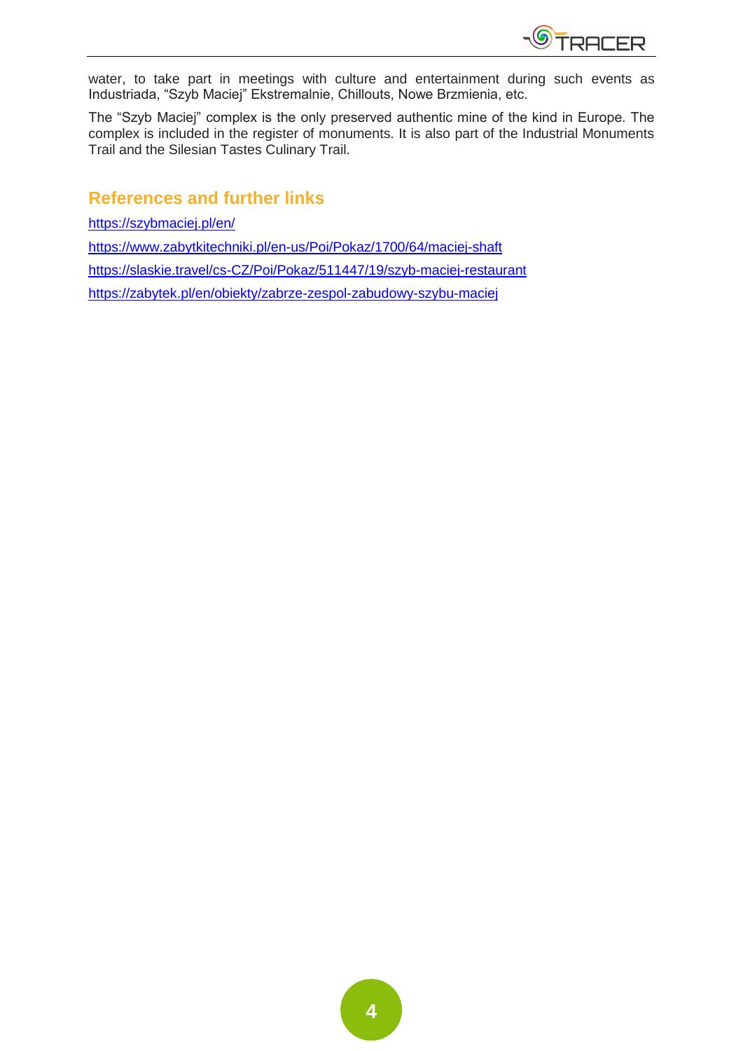water, to take part in meetings with culture and entertainment during such events as Industriada, "Szyb Maciej" Ekstremalnie, Chillouts, Nowe Brzmienia, etc.

The "Szyb Maciej" complex is the only preserved authentic mine of the kind in Europe. The complex is included in the register of monuments. It is also part of the Industrial Monuments Trail and the Silesian Tastes Culinary Trail.

## References and further links

https://szybmaciej.pl/en/

https://www.zabytkitechniki.pl/en-us/Poi/Pokaz/1700/64/maciej-shaft

https://slaskie.travel/cs-CZ/Poi/Pokaz/511447/19/szyb-maciej-restaurant

https://zabytek.pl/en/obiekty/zabrze-zespol-zabudowy-szybu-maciej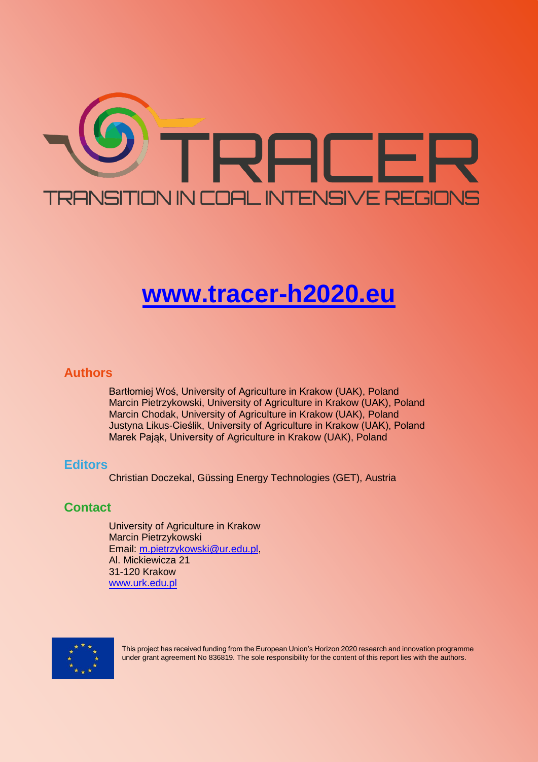# TRACER

TRANSITION IN COAL INTENSIVE REGIONS

## [www.tracer-h2020.eu](http://www.tracer-h2020.eu)

### Authors

Bartłomiej Woś, University of Agriculture in Krakow (UAK), Poland
Marcin Pietrzykowski, University of Agriculture in Krakow (UAK), Poland
Marcin Chodak, University of Agriculture in Krakow (UAK), Poland
Justyna Likus-Cieślik, University of Agriculture in Krakow (UAK), Poland
Marek Pająk, University of Agriculture in Krakow (UAK), Poland

### Editors

Christian Doczekal, Güssing Energy Technologies (GET), Austria

### Contact

University of Agriculture in Krakow
Marcin Pietrzykowski
Email: [m.pietrzykowski@ur.edu.pl](mailto:m.pietrzykowski@ur.edu.pl),
Al. Mickiewicza 21
31-120 Krakow
[www.urk.edu.pl](http://www.urk.edu.pl)

This project has received funding from the European Union's Horizon 2020 research and innovation programme under grant agreement No 836819. The sole responsibility for the content of this report lies with the authors.